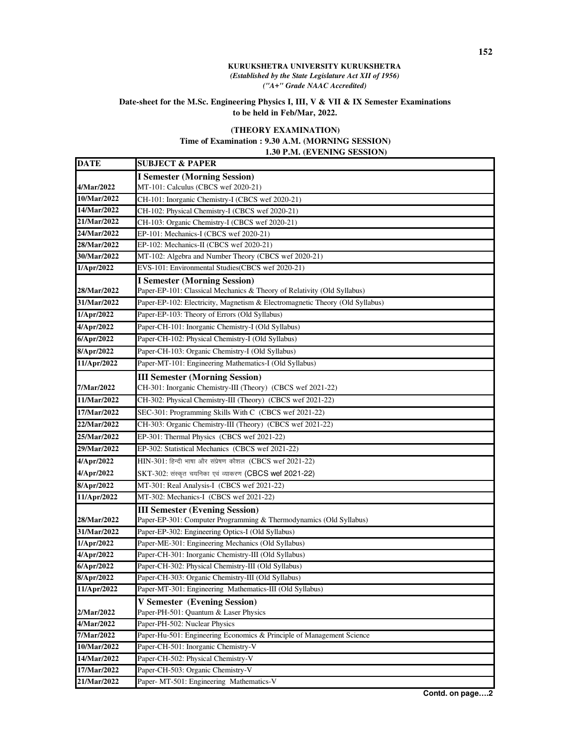**KURUKSHETRA UNIVERSITY KURUKSHETRA**
*(Established by the State Legislature Act XII of 1956)*
*("A+" Grade NAAC Accredited)*

**Date-sheet for the M.Sc. Engineering Physics I, III, V & VII & IX Semester Examinations to be held in Feb/Mar, 2022.**

**(THEORY EXAMINATION)**
**Time of Examination : 9.30 A.M. (MORNING SESSION)**
**1.30 P.M. (EVENING SESSION)**

| DATE | SUBJECT & PAPER |
|---|---|
| | **I Semester (Morning Session)** |
| 4/Mar/2022 | MT-101: Calculus (CBCS wef 2020-21) |
| 10/Mar/2022 | CH-101: Inorganic Chemistry-I (CBCS wef 2020-21) |
| 14/Mar/2022 | CH-102: Physical Chemistry-I (CBCS wef 2020-21) |
| 21/Mar/2022 | CH-103: Organic Chemistry-I (CBCS wef 2020-21) |
| 24/Mar/2022 | EP-101: Mechanics-I (CBCS wef 2020-21) |
| 28/Mar/2022 | EP-102: Mechanics-II (CBCS wef 2020-21) |
| 30/Mar/2022 | MT-102: Algebra and Number Theory (CBCS wef 2020-21) |
| 1/Apr/2022 | EVS-101: Environmental Studies(CBCS wef 2020-21) |
| | **I Semester (Morning Session)** |
| 28/Mar/2022 | Paper-EP-101: Classical Mechanics & Theory of Relativity (Old Syllabus) |
| 31/Mar/2022 | Paper-EP-102: Electricity, Magnetism & Electromagnetic Theory (Old Syllabus) |
| 1/Apr/2022 | Paper-EP-103: Theory of Errors (Old Syllabus) |
| 4/Apr/2022 | Paper-CH-101: Inorganic Chemistry-I (Old Syllabus) |
| 6/Apr/2022 | Paper-CH-102: Physical Chemistry-I (Old Syllabus) |
| 8/Apr/2022 | Paper-CH-103: Organic Chemistry-I (Old Syllabus) |
| 11/Apr/2022 | Paper-MT-101: Engineering Mathematics-I (Old Syllabus) |
| | **III Semester (Morning Session)** |
| 7/Mar/2022 | CH-301: Inorganic Chemistry-III (Theory) (CBCS wef 2021-22) |
| 11/Mar/2022 | CH-302: Physical Chemistry-III (Theory) (CBCS wef 2021-22) |
| 17/Mar/2022 | SEC-301: Programming Skills With C (CBCS wef 2021-22) |
| 22/Mar/2022 | CH-303: Organic Chemistry-III (Theory) (CBCS wef 2021-22) |
| 25/Mar/2022 | EP-301: Thermal Physics (CBCS wef 2021-22) |
| 29/Mar/2022 | EP-302: Statistical Mechanics (CBCS wef 2021-22) |
| 4/Apr/2022 | HIN-301: हिन्दी भाषा और संप्रेषण कौशल (CBCS wef 2021-22) |
| 4/Apr/2022 | SKT-302: संस्कृत चयनिका एवं व्याकरण (CBCS wef 2021-22) |
| 8/Apr/2022 | MT-301: Real Analysis-I (CBCS wef 2021-22) |
| 11/Apr/2022 | MT-302: Mechanics-I (CBCS wef 2021-22) |
| | **III Semester (Evening Session)** |
| 28/Mar/2022 | Paper-EP-301: Computer Programming & Thermodynamics (Old Syllabus) |
| 31/Mar/2022 | Paper-EP-302: Engineering Optics-I (Old Syllabus) |
| 1/Apr/2022 | Paper-ME-301: Engineering Mechanics (Old Syllabus) |
| 4/Apr/2022 | Paper-CH-301: Inorganic Chemistry-III (Old Syllabus) |
| 6/Apr/2022 | Paper-CH-302: Physical Chemistry-III (Old Syllabus) |
| 8/Apr/2022 | Paper-CH-303: Organic Chemistry-III (Old Syllabus) |
| 11/Apr/2022 | Paper-MT-301: Engineering Mathematics-III (Old Syllabus) |
| | **V Semester (Evening Session)** |
| 2/Mar/2022 | Paper-PH-501: Quantum & Laser Physics |
| 4/Mar/2022 | Paper-PH-502: Nuclear Physics |
| 7/Mar/2022 | Paper-Hu-501: Engineering Economics & Principle of Management Science |
| 10/Mar/2022 | Paper-CH-501: Inorganic Chemistry-V |
| 14/Mar/2022 | Paper-CH-502: Physical Chemistry-V |
| 17/Mar/2022 | Paper-CH-503: Organic Chemistry-V |
| 21/Mar/2022 | Paper- MT-501: Engineering Mathematics-V |

**Contd. on page….2**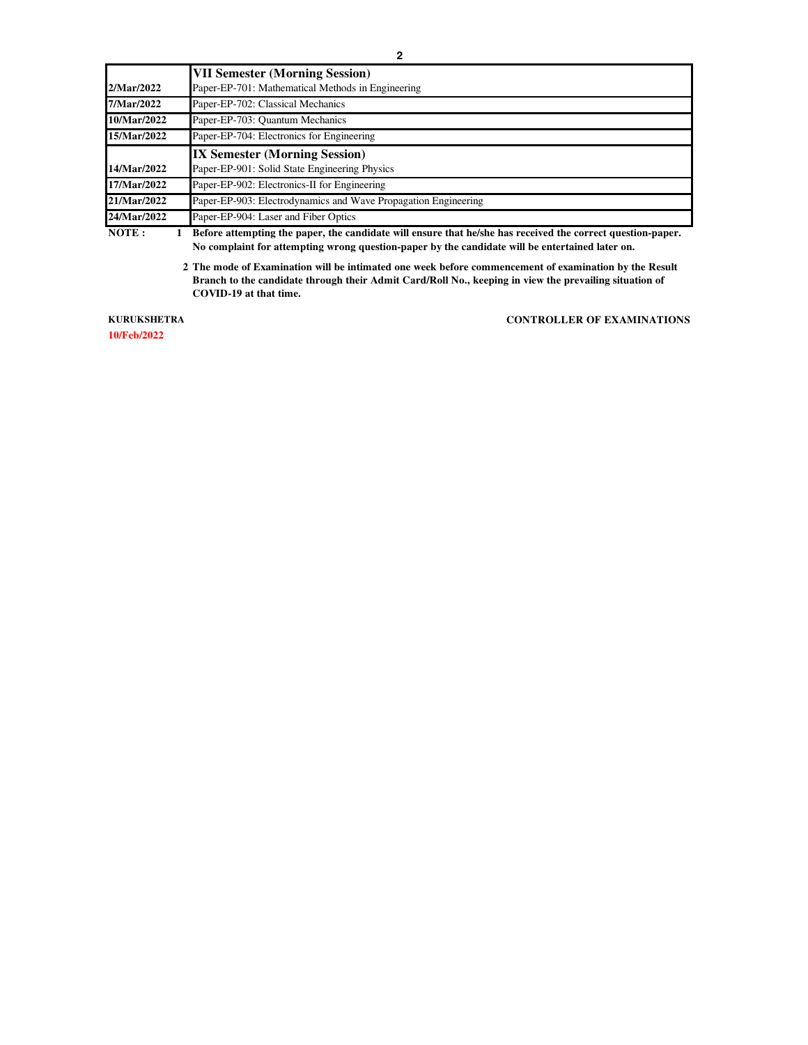| | |
|---|---|
| | **VII Semester (Morning Session)** |
| **2/Mar/2022** | Paper-EP-701: Mathematical Methods in Engineering |
| **7/Mar/2022** | Paper-EP-702: Classical Mechanics |
| **10/Mar/2022** | Paper-EP-703: Quantum Mechanics |
| **15/Mar/2022** | Paper-EP-704: Electronics for Engineering |
| | **IX Semester (Morning Session)** |
| **14/Mar/2022** | Paper-EP-901: Solid State Engineering Physics |
| **17/Mar/2022** | Paper-EP-902: Electronics-II for Engineering |
| **21/Mar/2022** | Paper-EP-903: Electrodynamics and Wave Propagation Engineering |
| **24/Mar/2022** | Paper-EP-904: Laser and Fiber Optics |

**NOTE :**

1. **Before attempting the paper, the candidate will ensure that he/she has received the correct question-paper. No complaint for attempting wrong question-paper by the candidate will be entertained later on.**
2. **The mode of Examination will be intimated one week before commencement of examination by the Result Branch to the candidate through their Admit Card/Roll No., keeping in view the prevailing situation of COVID-19 at that time.**

**KURUKSHETRA**

**10/Feb/2022**

**CONTROLLER OF EXAMINATIONS**